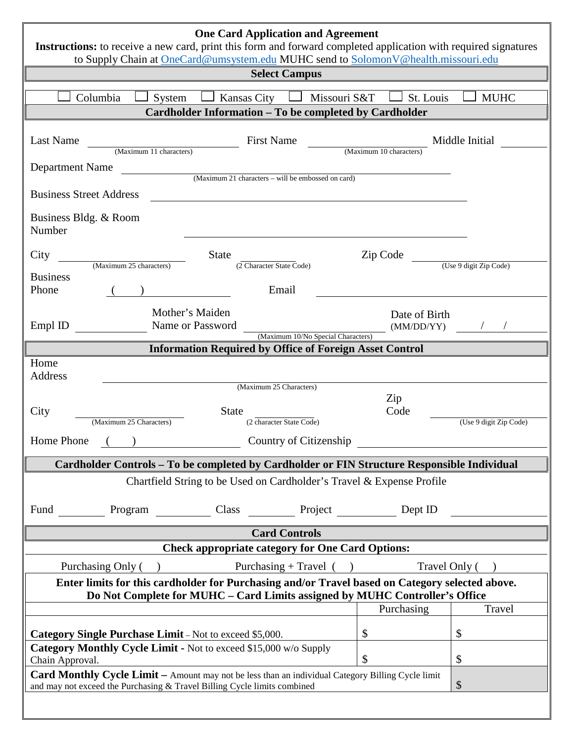# One Card Application and Agreement

**Instructions:** to receive a new card, print this form and forward completed application with required signatures to Supply Chain at OneCard@umsystem.edu MUHC send to SolomonV@health.missouri.edu

## Select Campus

☐ Columbia ☐ System ☐ Kansas City ☐ Missouri S&T ☐ St. Louis ☐ MUHC

## Cardholder Information – To be completed by Cardholder

Last Name ____________________ (Maximum 11 characters) First Name ____________________ (Maximum 10 characters) Middle Initial ______

Department Name ______________________________ (Maximum 21 characters – will be embossed on card)

Business Street Address ______________________________

Business Bldg. & Room Number ______________________________

City ____________________ (Maximum 25 characters) State ______ (2 Character State Code) Zip Code ____________________ (Use 9 digit Zip Code)

Business Phone ( ) ______________ Email ______________________________

Empl ID ______________ Mother's Maiden Name or Password ______________ (Maximum 10/No Special Characters) Date of Birth (MM/DD/YY) ___ / ___ / ___

## Information Required by Office of Foreign Asset Control

Home Address ______________________________ (Maximum 25 Characters)

City ____________________ (Maximum 25 Characters) State ______ (2 character State Code) Zip Code ____________________ (Use 9 digit Zip Code)

Home Phone ( ) ______________ Country of Citizenship ______________________________

## Cardholder Controls – To be completed by Cardholder or FIN Structure Responsible Individual

Chartfield String to be Used on Cardholder's Travel & Expense Profile

Fund ________ Program ________ Class ________ Project ________ Dept ID ________

## Card Controls

**Check appropriate category for One Card Options:**

Purchasing Only ( ) Purchasing + Travel ( ) Travel Only ( )

**Enter limits for this cardholder for Purchasing and/or Travel based on Category selected above. Do Not Complete for MUHC – Card Limits assigned by MUHC Controller's Office**

| | Purchasing | Travel |
|---|---|---|
| **Category Single Purchase Limit** – Not to exceed $5,000. | $ | $ |
| **Category Monthly Cycle Limit -** Not to exceed $15,000 w/o Supply Chain Approval. | $ | $ |
| **Card Monthly Cycle Limit –** Amount may not be less than an individual Category Billing Cycle limit and may not exceed the Purchasing & Travel Billing Cycle limits combined | | $ |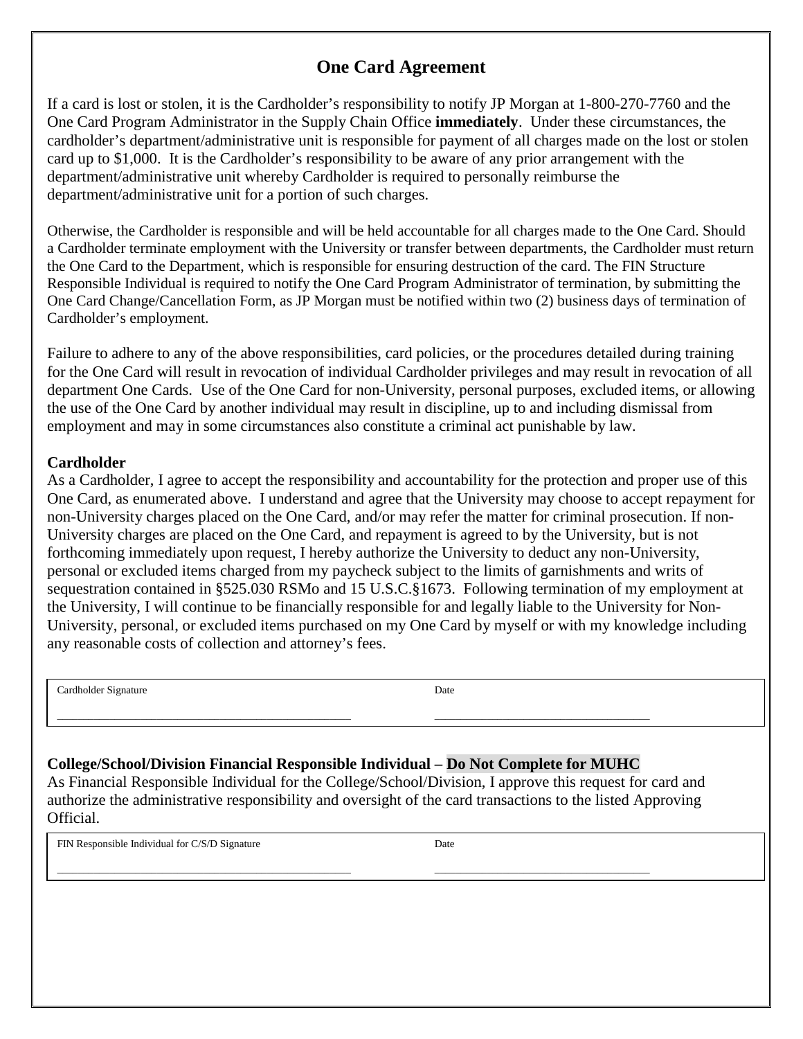# One Card Agreement

If a card is lost or stolen, it is the Cardholder's responsibility to notify JP Morgan at 1-800-270-7760 and the One Card Program Administrator in the Supply Chain Office **immediately**. Under these circumstances, the cardholder's department/administrative unit is responsible for payment of all charges made on the lost or stolen card up to $1,000. It is the Cardholder's responsibility to be aware of any prior arrangement with the department/administrative unit whereby Cardholder is required to personally reimburse the department/administrative unit for a portion of such charges.

Otherwise, the Cardholder is responsible and will be held accountable for all charges made to the One Card. Should a Cardholder terminate employment with the University or transfer between departments, the Cardholder must return the One Card to the Department, which is responsible for ensuring destruction of the card. The FIN Structure Responsible Individual is required to notify the One Card Program Administrator of termination, by submitting the One Card Change/Cancellation Form, as JP Morgan must be notified within two (2) business days of termination of Cardholder's employment.

Failure to adhere to any of the above responsibilities, card policies, or the procedures detailed during training for the One Card will result in revocation of individual Cardholder privileges and may result in revocation of all department One Cards. Use of the One Card for non-University, personal purposes, excluded items, or allowing the use of the One Card by another individual may result in discipline, up to and including dismissal from employment and may in some circumstances also constitute a criminal act punishable by law.

**Cardholder**

As a Cardholder, I agree to accept the responsibility and accountability for the protection and proper use of this One Card, as enumerated above. I understand and agree that the University may choose to accept repayment for non-University charges placed on the One Card, and/or may refer the matter for criminal prosecution. If non-University charges are placed on the One Card, and repayment is agreed to by the University, but is not forthcoming immediately upon request, I hereby authorize the University to deduct any non-University, personal or excluded items charged from my paycheck subject to the limits of garnishments and writs of sequestration contained in §525.030 RSMo and 15 U.S.C.§1673. Following termination of my employment at the University, I will continue to be financially responsible for and legally liable to the University for Non-University, personal, or excluded items purchased on my One Card by myself or with my knowledge including any reasonable costs of collection and attorney's fees.

| Cardholder Signature | Date |
| --- | --- |
| | |

**College/School/Division Financial Responsible Individual – Do Not Complete for MUHC**

As Financial Responsible Individual for the College/School/Division, I approve this request for card and authorize the administrative responsibility and oversight of the card transactions to the listed Approving Official.

| FIN Responsible Individual for C/S/D Signature | Date |
| --- | --- |
| | |